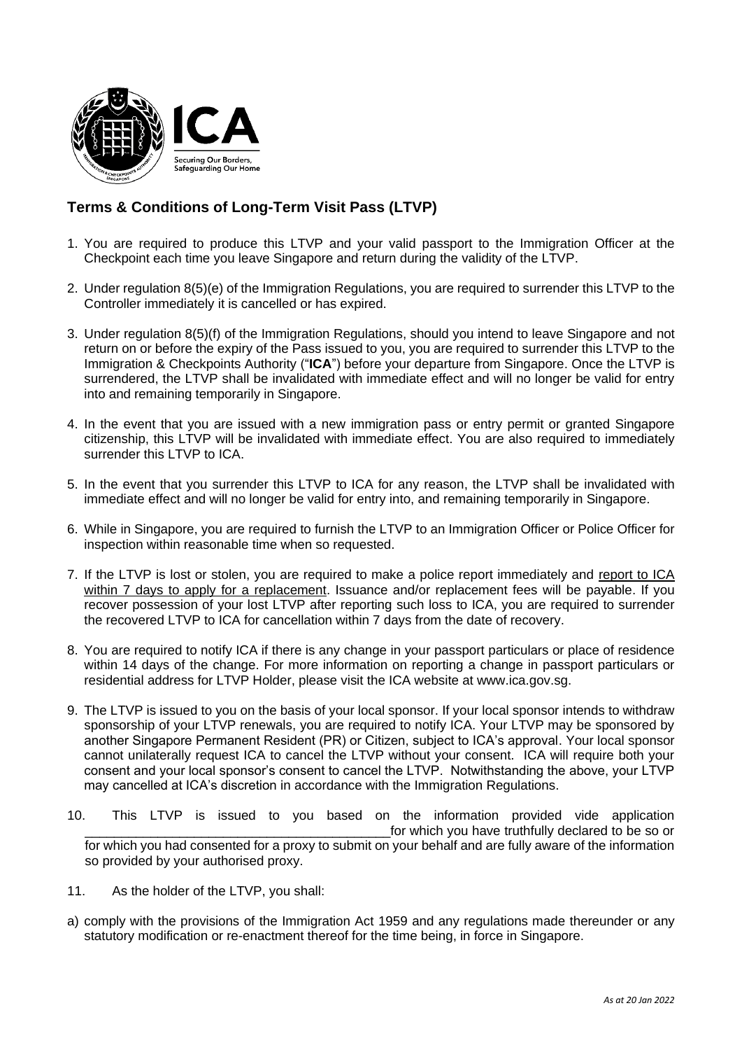ICA

Securing Our Borders, Safeguarding Our Home

## Terms & Conditions of Long-Term Visit Pass (LTVP)

1. You are required to produce this LTVP and your valid passport to the Immigration Officer at the Checkpoint each time you leave Singapore and return during the validity of the LTVP.

2. Under regulation 8(5)(e) of the Immigration Regulations, you are required to surrender this LTVP to the Controller immediately it is cancelled or has expired.

3. Under regulation 8(5)(f) of the Immigration Regulations, should you intend to leave Singapore and not return on or before the expiry of the Pass issued to you, you are required to surrender this LTVP to the Immigration & Checkpoints Authority ("**ICA**") before your departure from Singapore. Once the LTVP is surrendered, the LTVP shall be invalidated with immediate effect and will no longer be valid for entry into and remaining temporarily in Singapore.

4. In the event that you are issued with a new immigration pass or entry permit or granted Singapore citizenship, this LTVP will be invalidated with immediate effect. You are also required to immediately surrender this LTVP to ICA.

5. In the event that you surrender this LTVP to ICA for any reason, the LTVP shall be invalidated with immediate effect and will no longer be valid for entry into, and remaining temporarily in Singapore.

6. While in Singapore, you are required to furnish the LTVP to an Immigration Officer or Police Officer for inspection within reasonable time when so requested.

7. If the LTVP is lost or stolen, you are required to make a police report immediately and <u>report to ICA within 7 days to apply for a replacement</u>. Issuance and/or replacement fees will be payable. If you recover possession of your lost LTVP after reporting such loss to ICA, you are required to surrender the recovered LTVP to ICA for cancellation within 7 days from the date of recovery.

8. You are required to notify ICA if there is any change in your passport particulars or place of residence within 14 days of the change. For more information on reporting a change in passport particulars or residential address for LTVP Holder, please visit the ICA website at www.ica.gov.sg.

9. The LTVP is issued to you on the basis of your local sponsor. If your local sponsor intends to withdraw sponsorship of your LTVP renewals, you are required to notify ICA. Your LTVP may be sponsored by another Singapore Permanent Resident (PR) or Citizen, subject to ICA's approval. Your local sponsor cannot unilaterally request ICA to cancel the LTVP without your consent. ICA will require both your consent and your local sponsor's consent to cancel the LTVP. Notwithstanding the above, your LTVP may cancelled at ICA's discretion in accordance with the Immigration Regulations.

10. This LTVP is issued to you based on the information provided vide application ___________________________________________ for which you have truthfully declared to be so or for which you had consented for a proxy to submit on your behalf and are fully aware of the information so provided by your authorised proxy.

11. As the holder of the LTVP, you shall:

a) comply with the provisions of the Immigration Act 1959 and any regulations made thereunder or any statutory modification or re-enactment thereof for the time being, in force in Singapore.

*As at 20 Jan 2022*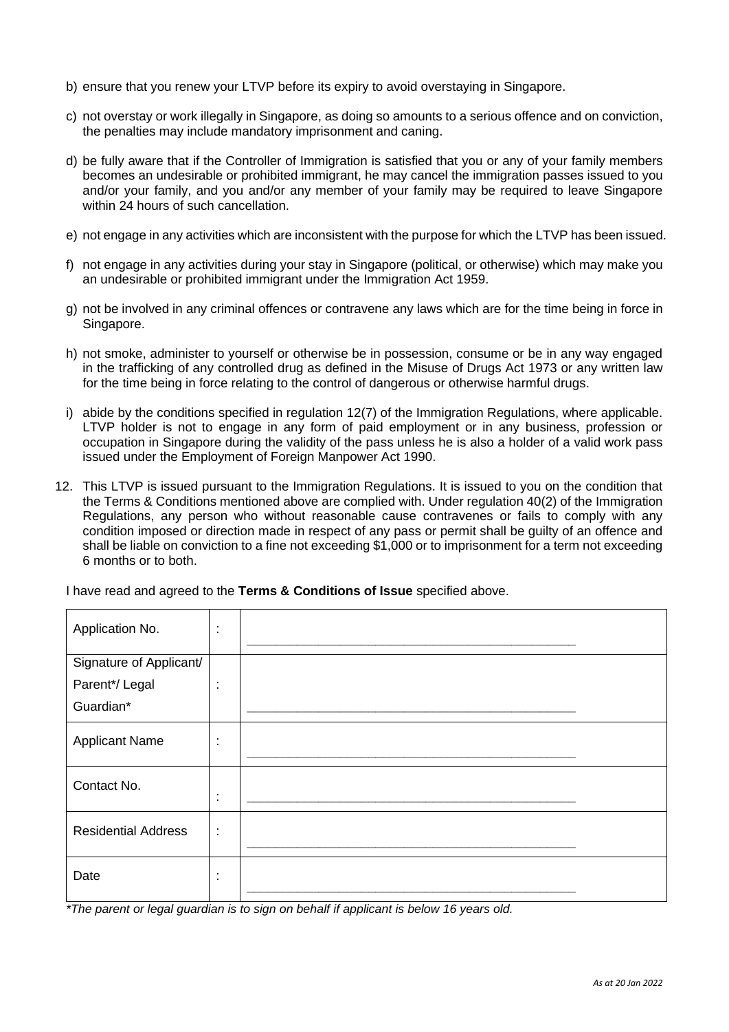b) ensure that you renew your LTVP before its expiry to avoid overstaying in Singapore.

c) not overstay or work illegally in Singapore, as doing so amounts to a serious offence and on conviction, the penalties may include mandatory imprisonment and caning.

d) be fully aware that if the Controller of Immigration is satisfied that you or any of your family members becomes an undesirable or prohibited immigrant, he may cancel the immigration passes issued to you and/or your family, and you and/or any member of your family may be required to leave Singapore within 24 hours of such cancellation.

e) not engage in any activities which are inconsistent with the purpose for which the LTVP has been issued.

f) not engage in any activities during your stay in Singapore (political, or otherwise) which may make you an undesirable or prohibited immigrant under the Immigration Act 1959.

g) not be involved in any criminal offences or contravene any laws which are for the time being in force in Singapore.

h) not smoke, administer to yourself or otherwise be in possession, consume or be in any way engaged in the trafficking of any controlled drug as defined in the Misuse of Drugs Act 1973 or any written law for the time being in force relating to the control of dangerous or otherwise harmful drugs.

i) abide by the conditions specified in regulation 12(7) of the Immigration Regulations, where applicable. LTVP holder is not to engage in any form of paid employment or in any business, profession or occupation in Singapore during the validity of the pass unless he is also a holder of a valid work pass issued under the Employment of Foreign Manpower Act 1990.

12. This LTVP is issued pursuant to the Immigration Regulations. It is issued to you on the condition that the Terms & Conditions mentioned above are complied with. Under regulation 40(2) of the Immigration Regulations, any person who without reasonable cause contravenes or fails to comply with any condition imposed or direction made in respect of any pass or permit shall be guilty of an offence and shall be liable on conviction to a fine not exceeding $1,000 or to imprisonment for a term not exceeding 6 months or to both.

I have read and agreed to the **Terms & Conditions of Issue** specified above.

| | | |
|---|---|---|
| Application No. | : | ______________________________________________ |
| Signature of Applicant/ Parent*/ Legal Guardian* | : | ______________________________________________ |
| Applicant Name | : | ______________________________________________ |
| Contact No. | : | ______________________________________________ |
| Residential Address | : | ______________________________________________ |
| Date | : | ______________________________________________ |

*\*The parent or legal guardian is to sign on behalf if applicant is below 16 years old.*

*As at 20 Jan 2022*